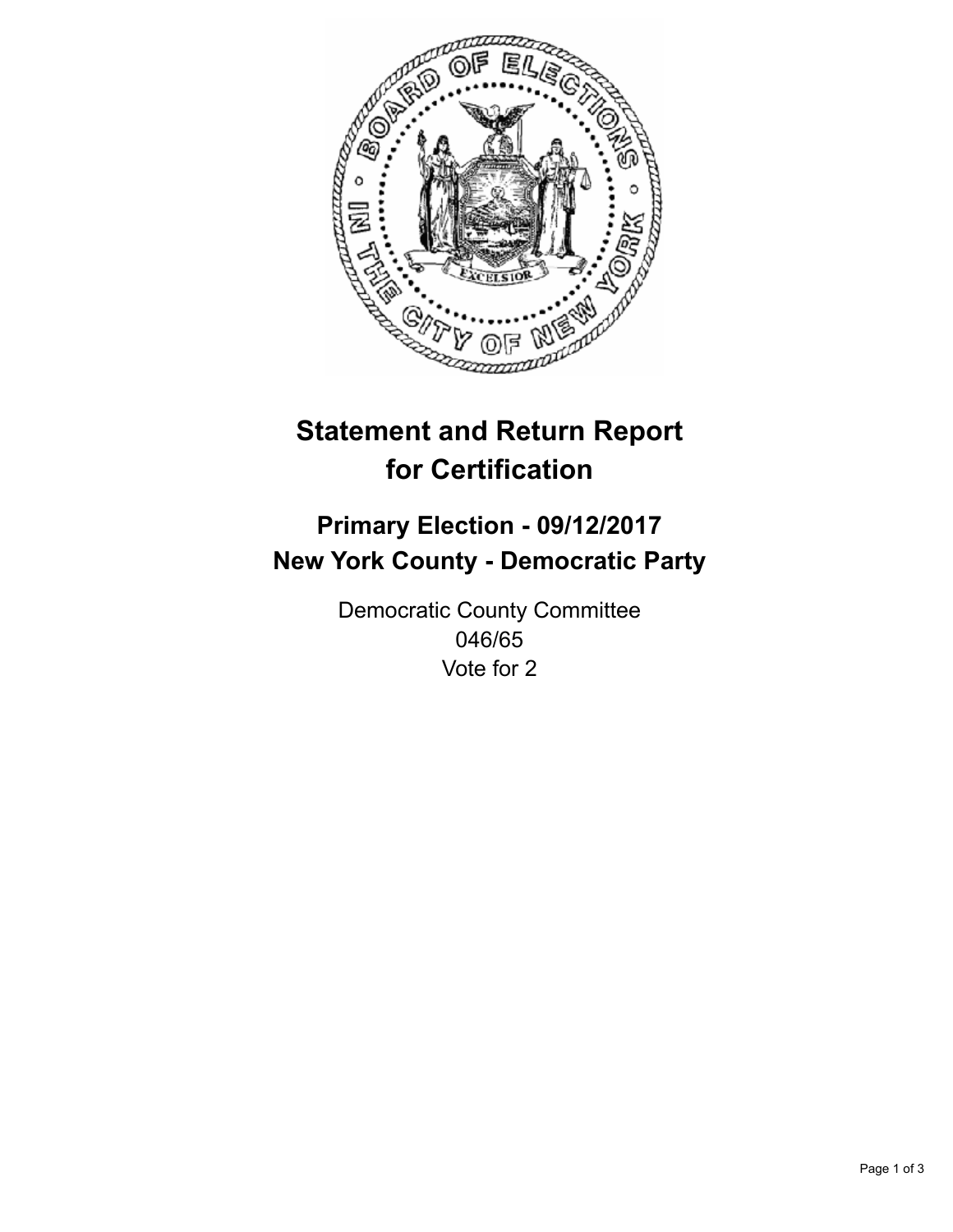# Statement and Return Report for Certification

## Primary Election - 09/12/2017
## New York County - Democratic Party

Democratic County Committee
046/65
Vote for 2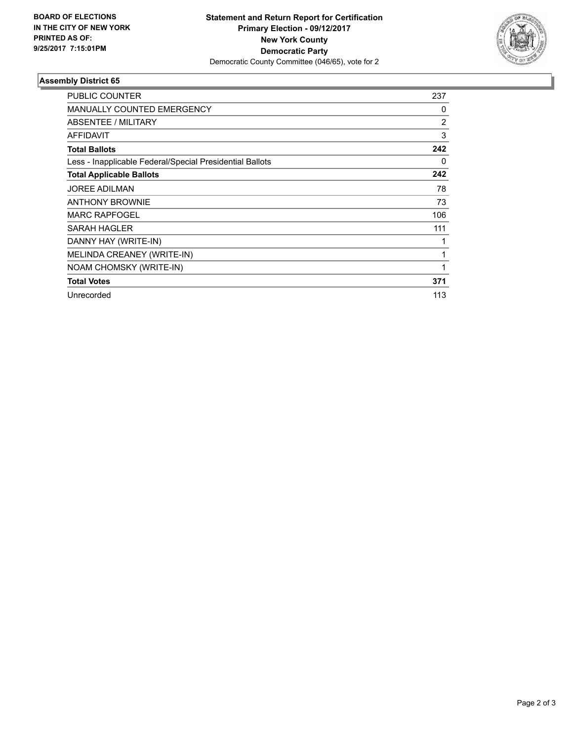**BOARD OF ELECTIONS**
**IN THE CITY OF NEW YORK**
**PRINTED AS OF:**
**9/25/2017 7:15:01PM**

**Statement and Return Report for Certification**
**Primary Election - 09/12/2017**
**New York County**
**Democratic Party**
Democratic County Committee (046/65), vote for 2

### Assembly District 65

| | |
|---|---|
| PUBLIC COUNTER | 237 |
| MANUALLY COUNTED EMERGENCY | 0 |
| ABSENTEE / MILITARY | 2 |
| AFFIDAVIT | 3 |
| **Total Ballots** | **242** |
| Less - Inapplicable Federal/Special Presidential Ballots | 0 |
| **Total Applicable Ballots** | **242** |
| JOREE ADILMAN | 78 |
| ANTHONY BROWNIE | 73 |
| MARC RAPFOGEL | 106 |
| SARAH HAGLER | 111 |
| DANNY HAY (WRITE-IN) | 1 |
| MELINDA CREANEY (WRITE-IN) | 1 |
| NOAM CHOMSKY (WRITE-IN) | 1 |
| **Total Votes** | **371** |
| Unrecorded | 113 |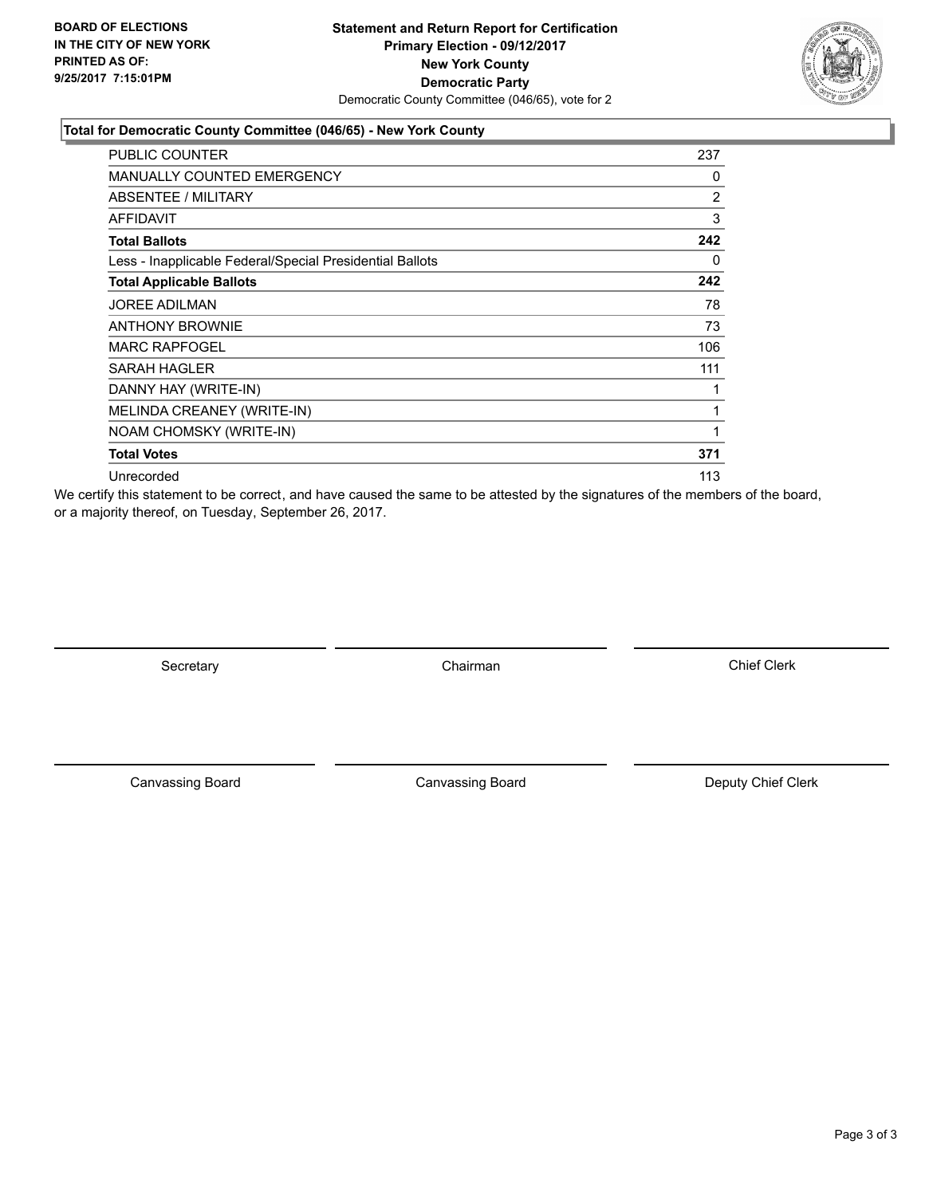**BOARD OF ELECTIONS IN THE CITY OF NEW YORK PRINTED AS OF: 9/25/2017 7:15:01PM**

**Statement and Return Report for Certification**
**Primary Election - 09/12/2017**
**New York County**
**Democratic Party**
Democratic County Committee (046/65), vote for 2

### Total for Democratic County Committee (046/65) - New York County

| | |
|---|---|
| PUBLIC COUNTER | 237 |
| MANUALLY COUNTED EMERGENCY | 0 |
| ABSENTEE / MILITARY | 2 |
| AFFIDAVIT | 3 |
| **Total Ballots** | **242** |
| Less - Inapplicable Federal/Special Presidential Ballots | 0 |
| **Total Applicable Ballots** | **242** |
| JOREE ADILMAN | 78 |
| ANTHONY BROWNIE | 73 |
| MARC RAPFOGEL | 106 |
| SARAH HAGLER | 111 |
| DANNY HAY (WRITE-IN) | 1 |
| MELINDA CREANEY (WRITE-IN) | 1 |
| NOAM CHOMSKY (WRITE-IN) | 1 |
| **Total Votes** | **371** |
| Unrecorded | 113 |

We certify this statement to be correct, and have caused the same to be attested by the signatures of the members of the board, or a majority thereof, on Tuesday, September 26, 2017.

Secretary

Chairman

Chief Clerk

Canvassing Board

Canvassing Board

Deputy Chief Clerk